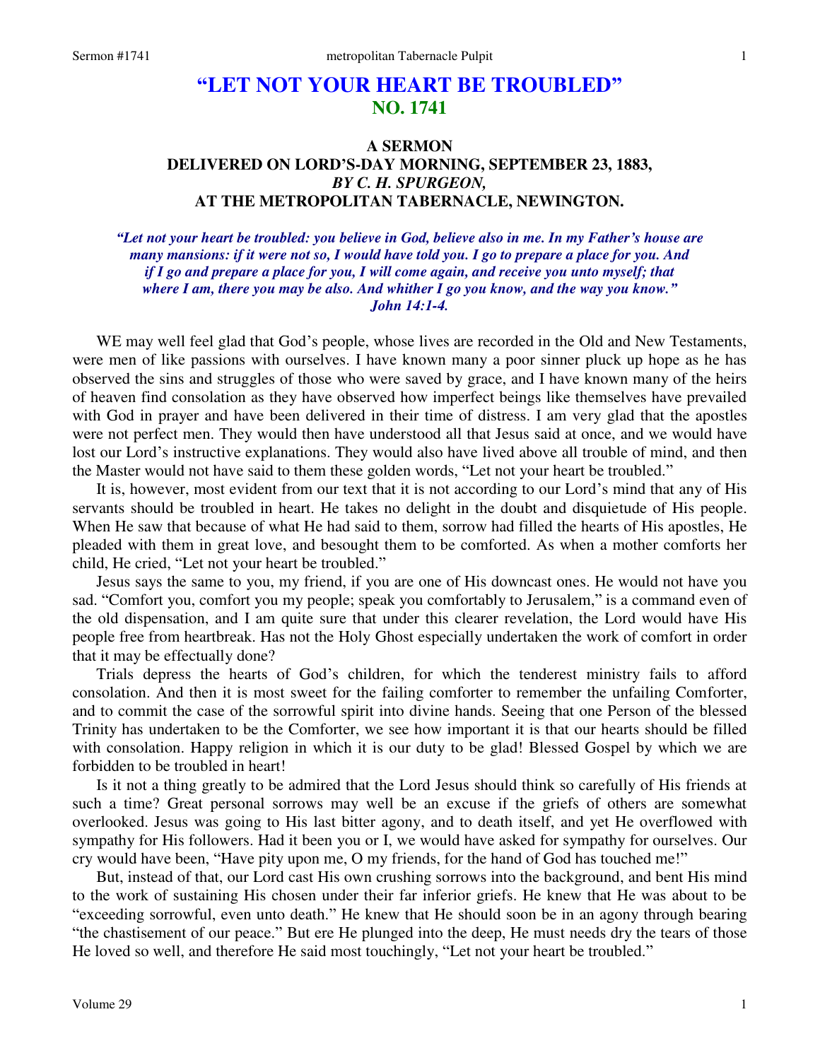# "LET NOT YOUR HEART BE TROUBLED"
## NO. 1741

### A SERMON
### DELIVERED ON LORD'S-DAY MORNING, SEPTEMBER 23, 1883,
### *BY C. H. SPURGEON,*
### AT THE METROPOLITAN TABERNACLE, NEWINGTON.

***"Let not your heart be troubled: you believe in God, believe also in me. In my Father's house are many mansions: if it were not so, I would have told you. I go to prepare a place for you. And if I go and prepare a place for you, I will come again, and receive you unto myself; that where I am, there you may be also. And whither I go you know, and the way you know."***
***John 14:1-4.***

WE may well feel glad that God's people, whose lives are recorded in the Old and New Testaments, were men of like passions with ourselves. I have known many a poor sinner pluck up hope as he has observed the sins and struggles of those who were saved by grace, and I have known many of the heirs of heaven find consolation as they have observed how imperfect beings like themselves have prevailed with God in prayer and have been delivered in their time of distress. I am very glad that the apostles were not perfect men. They would then have understood all that Jesus said at once, and we would have lost our Lord's instructive explanations. They would also have lived above all trouble of mind, and then the Master would not have said to them these golden words, "Let not your heart be troubled."

It is, however, most evident from our text that it is not according to our Lord's mind that any of His servants should be troubled in heart. He takes no delight in the doubt and disquietude of His people. When He saw that because of what He had said to them, sorrow had filled the hearts of His apostles, He pleaded with them in great love, and besought them to be comforted. As when a mother comforts her child, He cried, "Let not your heart be troubled."

Jesus says the same to you, my friend, if you are one of His downcast ones. He would not have you sad. "Comfort you, comfort you my people; speak you comfortably to Jerusalem," is a command even of the old dispensation, and I am quite sure that under this clearer revelation, the Lord would have His people free from heartbreak. Has not the Holy Ghost especially undertaken the work of comfort in order that it may be effectually done?

Trials depress the hearts of God's children, for which the tenderest ministry fails to afford consolation. And then it is most sweet for the failing comforter to remember the unfailing Comforter, and to commit the case of the sorrowful spirit into divine hands. Seeing that one Person of the blessed Trinity has undertaken to be the Comforter, we see how important it is that our hearts should be filled with consolation. Happy religion in which it is our duty to be glad! Blessed Gospel by which we are forbidden to be troubled in heart!

Is it not a thing greatly to be admired that the Lord Jesus should think so carefully of His friends at such a time? Great personal sorrows may well be an excuse if the griefs of others are somewhat overlooked. Jesus was going to His last bitter agony, and to death itself, and yet He overflowed with sympathy for His followers. Had it been you or I, we would have asked for sympathy for ourselves. Our cry would have been, "Have pity upon me, O my friends, for the hand of God has touched me!"

But, instead of that, our Lord cast His own crushing sorrows into the background, and bent His mind to the work of sustaining His chosen under their far inferior griefs. He knew that He was about to be "exceeding sorrowful, even unto death." He knew that He should soon be in an agony through bearing "the chastisement of our peace." But ere He plunged into the deep, He must needs dry the tears of those He loved so well, and therefore He said most touchingly, "Let not your heart be troubled."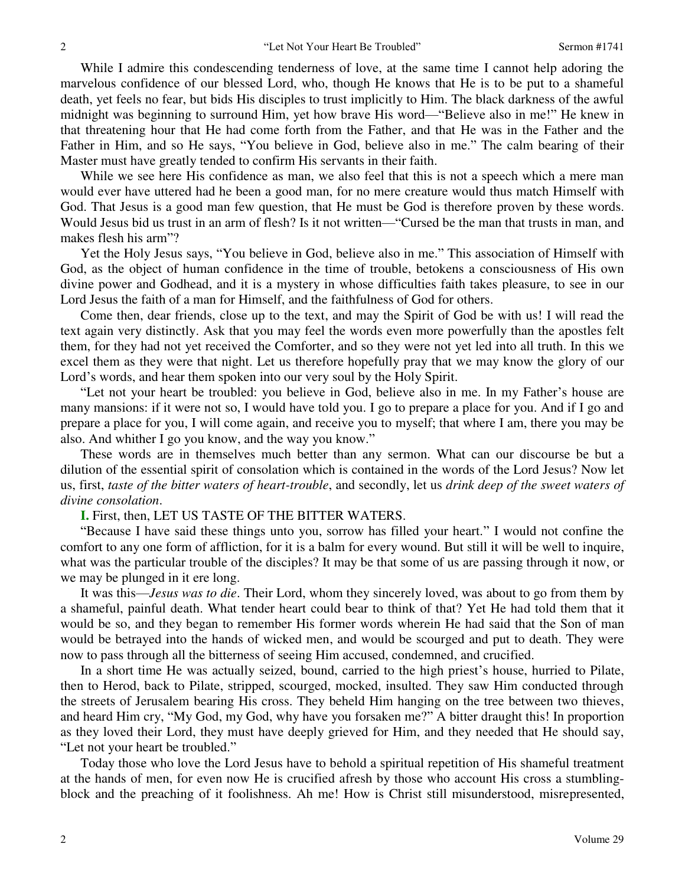While I admire this condescending tenderness of love, at the same time I cannot help adoring the marvelous confidence of our blessed Lord, who, though He knows that He is to be put to a shameful death, yet feels no fear, but bids His disciples to trust implicitly to Him. The black darkness of the awful midnight was beginning to surround Him, yet how brave His word—"Believe also in me!" He knew in that threatening hour that He had come forth from the Father, and that He was in the Father and the Father in Him, and so He says, "You believe in God, believe also in me." The calm bearing of their Master must have greatly tended to confirm His servants in their faith.

While we see here His confidence as man, we also feel that this is not a speech which a mere man would ever have uttered had he been a good man, for no mere creature would thus match Himself with God. That Jesus is a good man few question, that He must be God is therefore proven by these words. Would Jesus bid us trust in an arm of flesh? Is it not written—"Cursed be the man that trusts in man, and makes flesh his arm"?

Yet the Holy Jesus says, "You believe in God, believe also in me." This association of Himself with God, as the object of human confidence in the time of trouble, betokens a consciousness of His own divine power and Godhead, and it is a mystery in whose difficulties faith takes pleasure, to see in our Lord Jesus the faith of a man for Himself, and the faithfulness of God for others.

Come then, dear friends, close up to the text, and may the Spirit of God be with us! I will read the text again very distinctly. Ask that you may feel the words even more powerfully than the apostles felt them, for they had not yet received the Comforter, and so they were not yet led into all truth. In this we excel them as they were that night. Let us therefore hopefully pray that we may know the glory of our Lord's words, and hear them spoken into our very soul by the Holy Spirit.

"Let not your heart be troubled: you believe in God, believe also in me. In my Father's house are many mansions: if it were not so, I would have told you. I go to prepare a place for you. And if I go and prepare a place for you, I will come again, and receive you to myself; that where I am, there you may be also. And whither I go you know, and the way you know."

These words are in themselves much better than any sermon. What can our discourse be but a dilution of the essential spirit of consolation which is contained in the words of the Lord Jesus? Now let us, first, *taste of the bitter waters of heart-trouble*, and secondly, let us *drink deep of the sweet waters of divine consolation*.

**I.** First, then, LET US TASTE OF THE BITTER WATERS.

"Because I have said these things unto you, sorrow has filled your heart." I would not confine the comfort to any one form of affliction, for it is a balm for every wound. But still it will be well to inquire, what was the particular trouble of the disciples? It may be that some of us are passing through it now, or we may be plunged in it ere long.

It was this—*Jesus was to die*. Their Lord, whom they sincerely loved, was about to go from them by a shameful, painful death. What tender heart could bear to think of that? Yet He had told them that it would be so, and they began to remember His former words wherein He had said that the Son of man would be betrayed into the hands of wicked men, and would be scourged and put to death. They were now to pass through all the bitterness of seeing Him accused, condemned, and crucified.

In a short time He was actually seized, bound, carried to the high priest's house, hurried to Pilate, then to Herod, back to Pilate, stripped, scourged, mocked, insulted. They saw Him conducted through the streets of Jerusalem bearing His cross. They beheld Him hanging on the tree between two thieves, and heard Him cry, "My God, my God, why have you forsaken me?" A bitter draught this! In proportion as they loved their Lord, they must have deeply grieved for Him, and they needed that He should say, "Let not your heart be troubled."

Today those who love the Lord Jesus have to behold a spiritual repetition of His shameful treatment at the hands of men, for even now He is crucified afresh by those who account His cross a stumbling-block and the preaching of it foolishness. Ah me! How is Christ still misunderstood, misrepresented,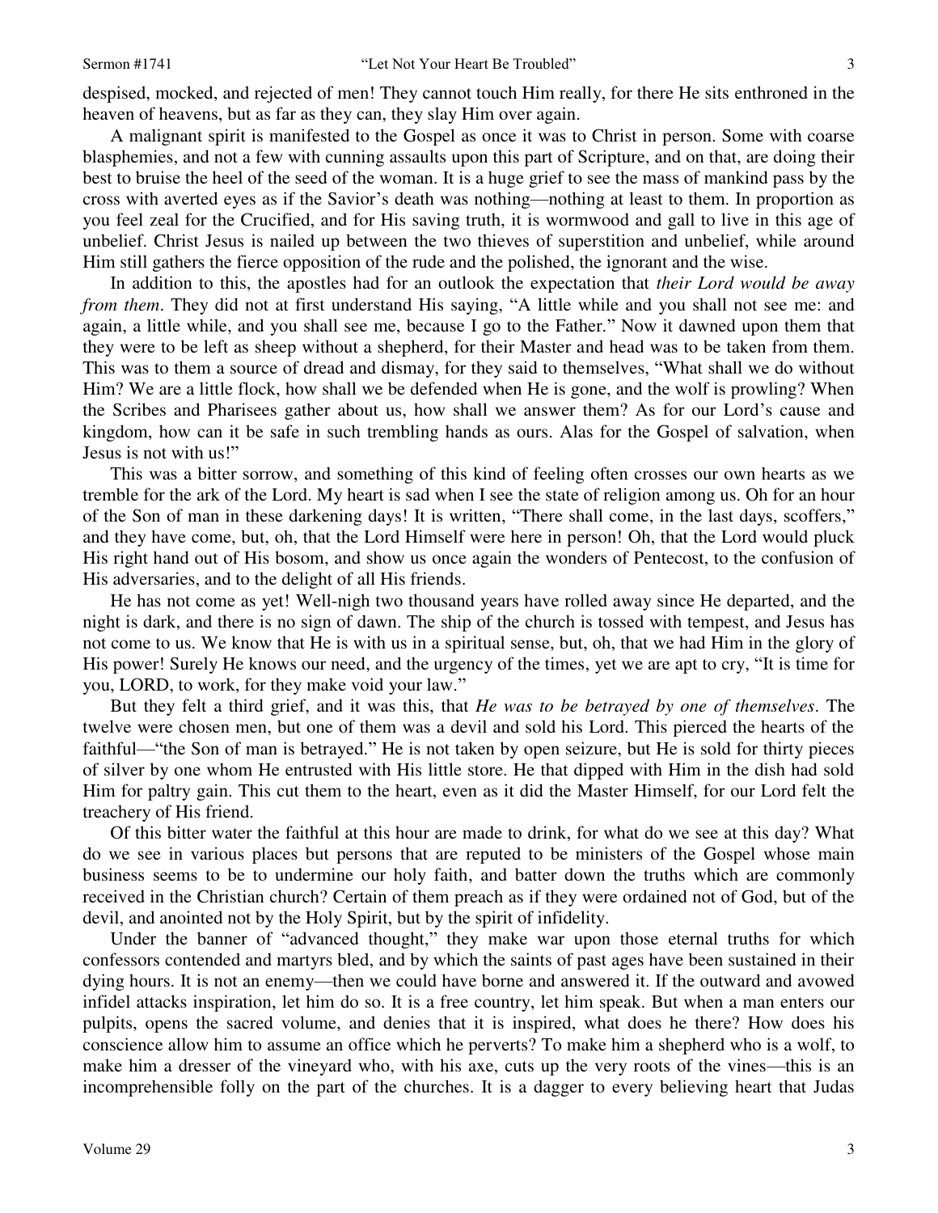despised, mocked, and rejected of men! They cannot touch Him really, for there He sits enthroned in the heaven of heavens, but as far as they can, they slay Him over again.

A malignant spirit is manifested to the Gospel as once it was to Christ in person. Some with coarse blasphemies, and not a few with cunning assaults upon this part of Scripture, and on that, are doing their best to bruise the heel of the seed of the woman. It is a huge grief to see the mass of mankind pass by the cross with averted eyes as if the Savior's death was nothing—nothing at least to them. In proportion as you feel zeal for the Crucified, and for His saving truth, it is wormwood and gall to live in this age of unbelief. Christ Jesus is nailed up between the two thieves of superstition and unbelief, while around Him still gathers the fierce opposition of the rude and the polished, the ignorant and the wise.

In addition to this, the apostles had for an outlook the expectation that *their Lord would be away from them*. They did not at first understand His saying, "A little while and you shall not see me: and again, a little while, and you shall see me, because I go to the Father." Now it dawned upon them that they were to be left as sheep without a shepherd, for their Master and head was to be taken from them. This was to them a source of dread and dismay, for they said to themselves, "What shall we do without Him? We are a little flock, how shall we be defended when He is gone, and the wolf is prowling? When the Scribes and Pharisees gather about us, how shall we answer them? As for our Lord's cause and kingdom, how can it be safe in such trembling hands as ours. Alas for the Gospel of salvation, when Jesus is not with us!"

This was a bitter sorrow, and something of this kind of feeling often crosses our own hearts as we tremble for the ark of the Lord. My heart is sad when I see the state of religion among us. Oh for an hour of the Son of man in these darkening days! It is written, "There shall come, in the last days, scoffers," and they have come, but, oh, that the Lord Himself were here in person! Oh, that the Lord would pluck His right hand out of His bosom, and show us once again the wonders of Pentecost, to the confusion of His adversaries, and to the delight of all His friends.

He has not come as yet! Well-nigh two thousand years have rolled away since He departed, and the night is dark, and there is no sign of dawn. The ship of the church is tossed with tempest, and Jesus has not come to us. We know that He is with us in a spiritual sense, but, oh, that we had Him in the glory of His power! Surely He knows our need, and the urgency of the times, yet we are apt to cry, "It is time for you, LORD, to work, for they make void your law."

But they felt a third grief, and it was this, that *He was to be betrayed by one of themselves*. The twelve were chosen men, but one of them was a devil and sold his Lord. This pierced the hearts of the faithful—"the Son of man is betrayed." He is not taken by open seizure, but He is sold for thirty pieces of silver by one whom He entrusted with His little store. He that dipped with Him in the dish had sold Him for paltry gain. This cut them to the heart, even as it did the Master Himself, for our Lord felt the treachery of His friend.

Of this bitter water the faithful at this hour are made to drink, for what do we see at this day? What do we see in various places but persons that are reputed to be ministers of the Gospel whose main business seems to be to undermine our holy faith, and batter down the truths which are commonly received in the Christian church? Certain of them preach as if they were ordained not of God, but of the devil, and anointed not by the Holy Spirit, but by the spirit of infidelity.

Under the banner of "advanced thought," they make war upon those eternal truths for which confessors contended and martyrs bled, and by which the saints of past ages have been sustained in their dying hours. It is not an enemy—then we could have borne and answered it. If the outward and avowed infidel attacks inspiration, let him do so. It is a free country, let him speak. But when a man enters our pulpits, opens the sacred volume, and denies that it is inspired, what does he there? How does his conscience allow him to assume an office which he perverts? To make him a shepherd who is a wolf, to make him a dresser of the vineyard who, with his axe, cuts up the very roots of the vines—this is an incomprehensible folly on the part of the churches. It is a dagger to every believing heart that Judas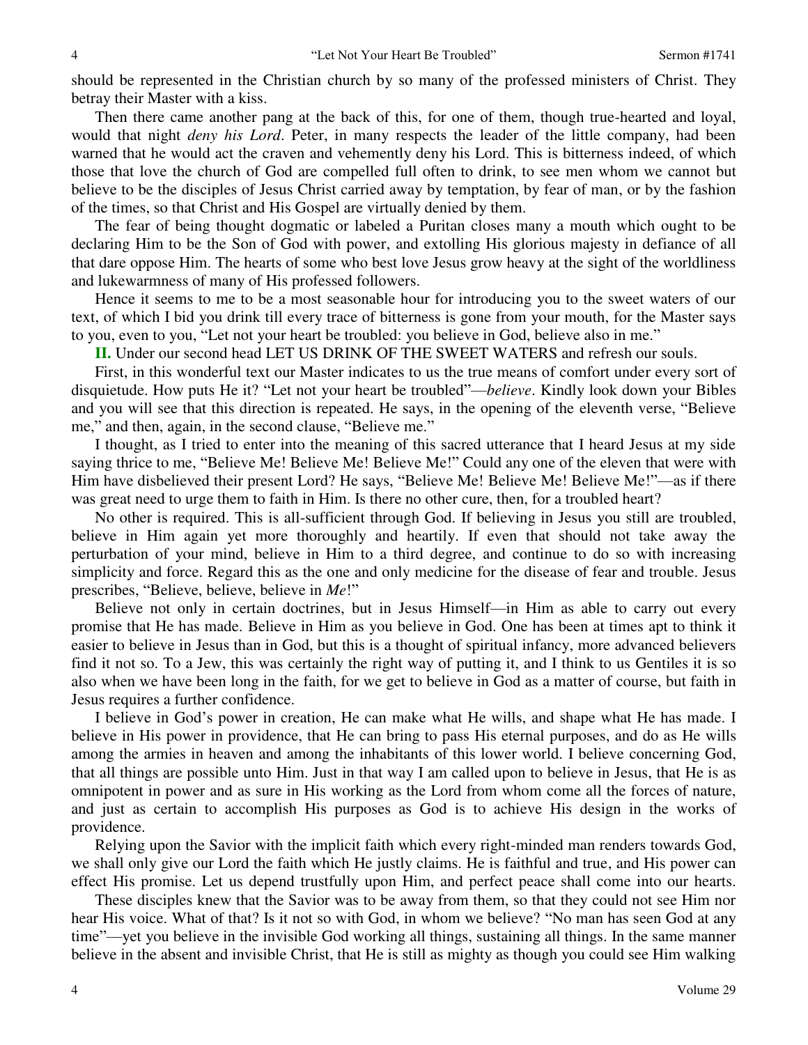should be represented in the Christian church by so many of the professed ministers of Christ. They betray their Master with a kiss.

Then there came another pang at the back of this, for one of them, though true-hearted and loyal, would that night *deny his Lord*. Peter, in many respects the leader of the little company, had been warned that he would act the craven and vehemently deny his Lord. This is bitterness indeed, of which those that love the church of God are compelled full often to drink, to see men whom we cannot but believe to be the disciples of Jesus Christ carried away by temptation, by fear of man, or by the fashion of the times, so that Christ and His Gospel are virtually denied by them.

The fear of being thought dogmatic or labeled a Puritan closes many a mouth which ought to be declaring Him to be the Son of God with power, and extolling His glorious majesty in defiance of all that dare oppose Him. The hearts of some who best love Jesus grow heavy at the sight of the worldliness and lukewarmness of many of His professed followers.

Hence it seems to me to be a most seasonable hour for introducing you to the sweet waters of our text, of which I bid you drink till every trace of bitterness is gone from your mouth, for the Master says to you, even to you, "Let not your heart be troubled: you believe in God, believe also in me."

**II.** Under our second head LET US DRINK OF THE SWEET WATERS and refresh our souls.

First, in this wonderful text our Master indicates to us the true means of comfort under every sort of disquietude. How puts He it? "Let not your heart be troubled"—*believe*. Kindly look down your Bibles and you will see that this direction is repeated. He says, in the opening of the eleventh verse, "Believe me," and then, again, in the second clause, "Believe me."

I thought, as I tried to enter into the meaning of this sacred utterance that I heard Jesus at my side saying thrice to me, "Believe Me! Believe Me! Believe Me!" Could any one of the eleven that were with Him have disbelieved their present Lord? He says, "Believe Me! Believe Me! Believe Me!"—as if there was great need to urge them to faith in Him. Is there no other cure, then, for a troubled heart?

No other is required. This is all-sufficient through God. If believing in Jesus you still are troubled, believe in Him again yet more thoroughly and heartily. If even that should not take away the perturbation of your mind, believe in Him to a third degree, and continue to do so with increasing simplicity and force. Regard this as the one and only medicine for the disease of fear and trouble. Jesus prescribes, "Believe, believe, believe in *Me*!"

Believe not only in certain doctrines, but in Jesus Himself—in Him as able to carry out every promise that He has made. Believe in Him as you believe in God. One has been at times apt to think it easier to believe in Jesus than in God, but this is a thought of spiritual infancy, more advanced believers find it not so. To a Jew, this was certainly the right way of putting it, and I think to us Gentiles it is so also when we have been long in the faith, for we get to believe in God as a matter of course, but faith in Jesus requires a further confidence.

I believe in God's power in creation, He can make what He wills, and shape what He has made. I believe in His power in providence, that He can bring to pass His eternal purposes, and do as He wills among the armies in heaven and among the inhabitants of this lower world. I believe concerning God, that all things are possible unto Him. Just in that way I am called upon to believe in Jesus, that He is as omnipotent in power and as sure in His working as the Lord from whom come all the forces of nature, and just as certain to accomplish His purposes as God is to achieve His design in the works of providence.

Relying upon the Savior with the implicit faith which every right-minded man renders towards God, we shall only give our Lord the faith which He justly claims. He is faithful and true, and His power can effect His promise. Let us depend trustfully upon Him, and perfect peace shall come into our hearts.

These disciples knew that the Savior was to be away from them, so that they could not see Him nor hear His voice. What of that? Is it not so with God, in whom we believe? "No man has seen God at any time"—yet you believe in the invisible God working all things, sustaining all things. In the same manner believe in the absent and invisible Christ, that He is still as mighty as though you could see Him walking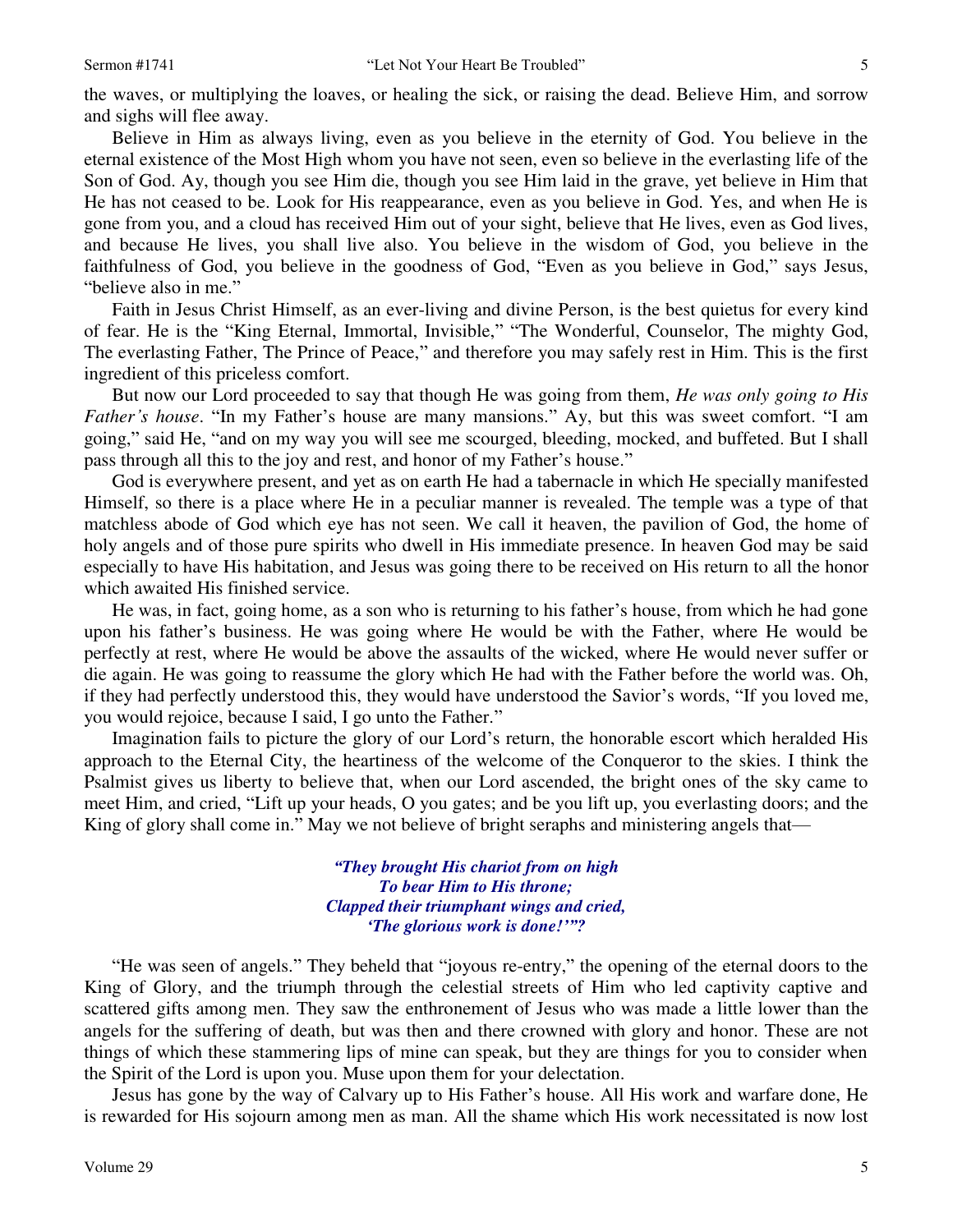the waves, or multiplying the loaves, or healing the sick, or raising the dead. Believe Him, and sorrow and sighs will flee away.

Believe in Him as always living, even as you believe in the eternity of God. You believe in the eternal existence of the Most High whom you have not seen, even so believe in the everlasting life of the Son of God. Ay, though you see Him die, though you see Him laid in the grave, yet believe in Him that He has not ceased to be. Look for His reappearance, even as you believe in God. Yes, and when He is gone from you, and a cloud has received Him out of your sight, believe that He lives, even as God lives, and because He lives, you shall live also. You believe in the wisdom of God, you believe in the faithfulness of God, you believe in the goodness of God, "Even as you believe in God," says Jesus, "believe also in me."

Faith in Jesus Christ Himself, as an ever-living and divine Person, is the best quietus for every kind of fear. He is the "King Eternal, Immortal, Invisible," "The Wonderful, Counselor, The mighty God, The everlasting Father, The Prince of Peace," and therefore you may safely rest in Him. This is the first ingredient of this priceless comfort.

But now our Lord proceeded to say that though He was going from them, *He was only going to His Father's house*. "In my Father's house are many mansions." Ay, but this was sweet comfort. "I am going," said He, "and on my way you will see me scourged, bleeding, mocked, and buffeted. But I shall pass through all this to the joy and rest, and honor of my Father's house."

God is everywhere present, and yet as on earth He had a tabernacle in which He specially manifested Himself, so there is a place where He in a peculiar manner is revealed. The temple was a type of that matchless abode of God which eye has not seen. We call it heaven, the pavilion of God, the home of holy angels and of those pure spirits who dwell in His immediate presence. In heaven God may be said especially to have His habitation, and Jesus was going there to be received on His return to all the honor which awaited His finished service.

He was, in fact, going home, as a son who is returning to his father's house, from which he had gone upon his father's business. He was going where He would be with the Father, where He would be perfectly at rest, where He would be above the assaults of the wicked, where He would never suffer or die again. He was going to reassume the glory which He had with the Father before the world was. Oh, if they had perfectly understood this, they would have understood the Savior's words, "If you loved me, you would rejoice, because I said, I go unto the Father."

Imagination fails to picture the glory of our Lord's return, the honorable escort which heralded His approach to the Eternal City, the heartiness of the welcome of the Conqueror to the skies. I think the Psalmist gives us liberty to believe that, when our Lord ascended, the bright ones of the sky came to meet Him, and cried, "Lift up your heads, O you gates; and be you lift up, you everlasting doors; and the King of glory shall come in." May we not believe of bright seraphs and ministering angels that—

> ***"They brought His chariot from on high***
> ***To bear Him to His throne;***
> ***Clapped their triumphant wings and cried,***
> ***'The glorious work is done!'"?***

"He was seen of angels." They beheld that "joyous re-entry," the opening of the eternal doors to the King of Glory, and the triumph through the celestial streets of Him who led captivity captive and scattered gifts among men. They saw the enthronement of Jesus who was made a little lower than the angels for the suffering of death, but was then and there crowned with glory and honor. These are not things of which these stammering lips of mine can speak, but they are things for you to consider when the Spirit of the Lord is upon you. Muse upon them for your delectation.

Jesus has gone by the way of Calvary up to His Father's house. All His work and warfare done, He is rewarded for His sojourn among men as man. All the shame which His work necessitated is now lost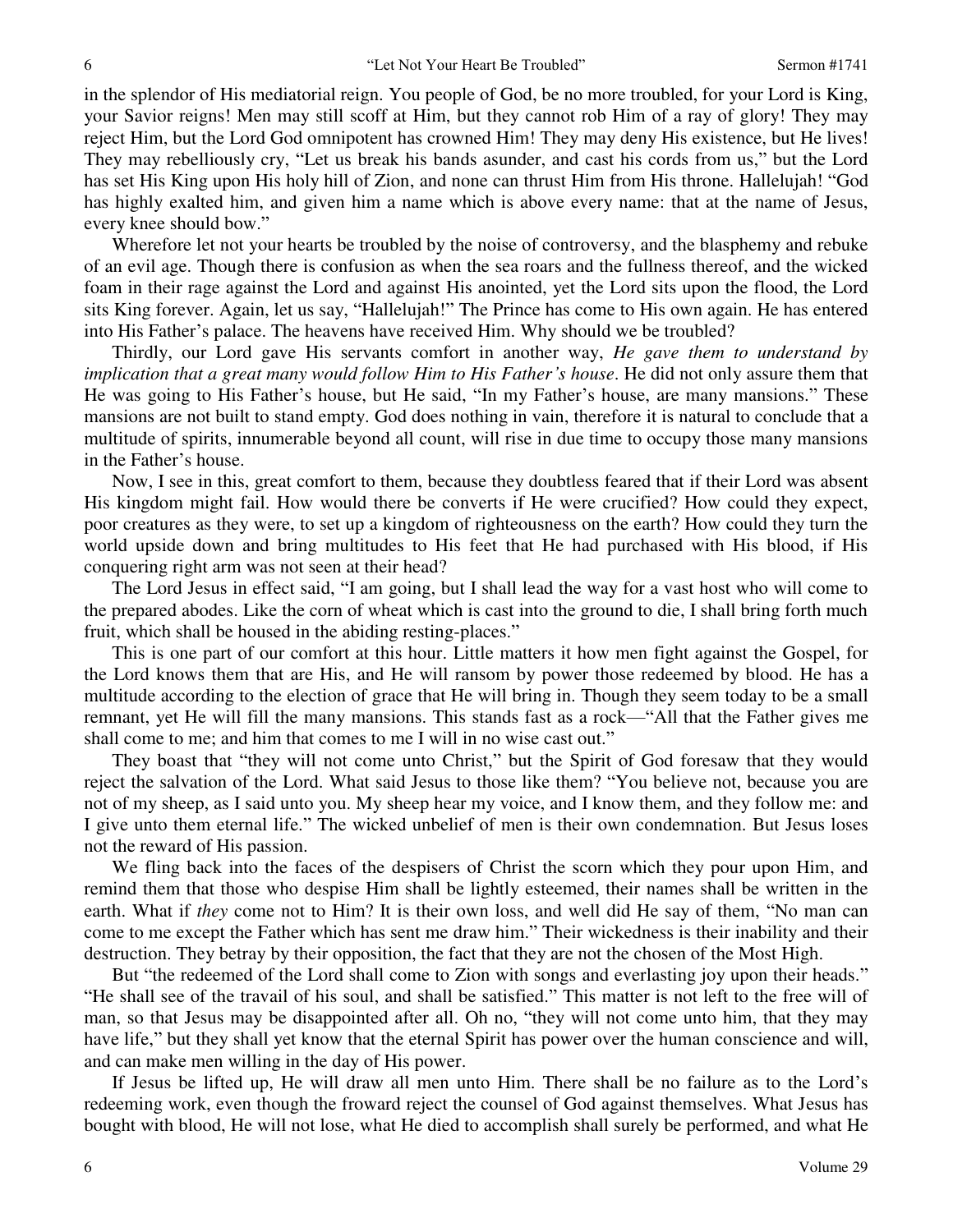in the splendor of His mediatorial reign. You people of God, be no more troubled, for your Lord is King, your Savior reigns! Men may still scoff at Him, but they cannot rob Him of a ray of glory! They may reject Him, but the Lord God omnipotent has crowned Him! They may deny His existence, but He lives! They may rebelliously cry, "Let us break his bands asunder, and cast his cords from us," but the Lord has set His King upon His holy hill of Zion, and none can thrust Him from His throne. Hallelujah! "God has highly exalted him, and given him a name which is above every name: that at the name of Jesus, every knee should bow."

Wherefore let not your hearts be troubled by the noise of controversy, and the blasphemy and rebuke of an evil age. Though there is confusion as when the sea roars and the fullness thereof, and the wicked foam in their rage against the Lord and against His anointed, yet the Lord sits upon the flood, the Lord sits King forever. Again, let us say, "Hallelujah!" The Prince has come to His own again. He has entered into His Father's palace. The heavens have received Him. Why should we be troubled?

Thirdly, our Lord gave His servants comfort in another way, *He gave them to understand by implication that a great many would follow Him to His Father's house*. He did not only assure them that He was going to His Father's house, but He said, "In my Father's house, are many mansions." These mansions are not built to stand empty. God does nothing in vain, therefore it is natural to conclude that a multitude of spirits, innumerable beyond all count, will rise in due time to occupy those many mansions in the Father's house.

Now, I see in this, great comfort to them, because they doubtless feared that if their Lord was absent His kingdom might fail. How would there be converts if He were crucified? How could they expect, poor creatures as they were, to set up a kingdom of righteousness on the earth? How could they turn the world upside down and bring multitudes to His feet that He had purchased with His blood, if His conquering right arm was not seen at their head?

The Lord Jesus in effect said, "I am going, but I shall lead the way for a vast host who will come to the prepared abodes. Like the corn of wheat which is cast into the ground to die, I shall bring forth much fruit, which shall be housed in the abiding resting-places."

This is one part of our comfort at this hour. Little matters it how men fight against the Gospel, for the Lord knows them that are His, and He will ransom by power those redeemed by blood. He has a multitude according to the election of grace that He will bring in. Though they seem today to be a small remnant, yet He will fill the many mansions. This stands fast as a rock—"All that the Father gives me shall come to me; and him that comes to me I will in no wise cast out."

They boast that "they will not come unto Christ," but the Spirit of God foresaw that they would reject the salvation of the Lord. What said Jesus to those like them? "You believe not, because you are not of my sheep, as I said unto you. My sheep hear my voice, and I know them, and they follow me: and I give unto them eternal life." The wicked unbelief of men is their own condemnation. But Jesus loses not the reward of His passion.

We fling back into the faces of the despisers of Christ the scorn which they pour upon Him, and remind them that those who despise Him shall be lightly esteemed, their names shall be written in the earth. What if *they* come not to Him? It is their own loss, and well did He say of them, "No man can come to me except the Father which has sent me draw him." Their wickedness is their inability and their destruction. They betray by their opposition, the fact that they are not the chosen of the Most High.

But "the redeemed of the Lord shall come to Zion with songs and everlasting joy upon their heads." "He shall see of the travail of his soul, and shall be satisfied." This matter is not left to the free will of man, so that Jesus may be disappointed after all. Oh no, "they will not come unto him, that they may have life," but they shall yet know that the eternal Spirit has power over the human conscience and will, and can make men willing in the day of His power.

If Jesus be lifted up, He will draw all men unto Him. There shall be no failure as to the Lord's redeeming work, even though the froward reject the counsel of God against themselves. What Jesus has bought with blood, He will not lose, what He died to accomplish shall surely be performed, and what He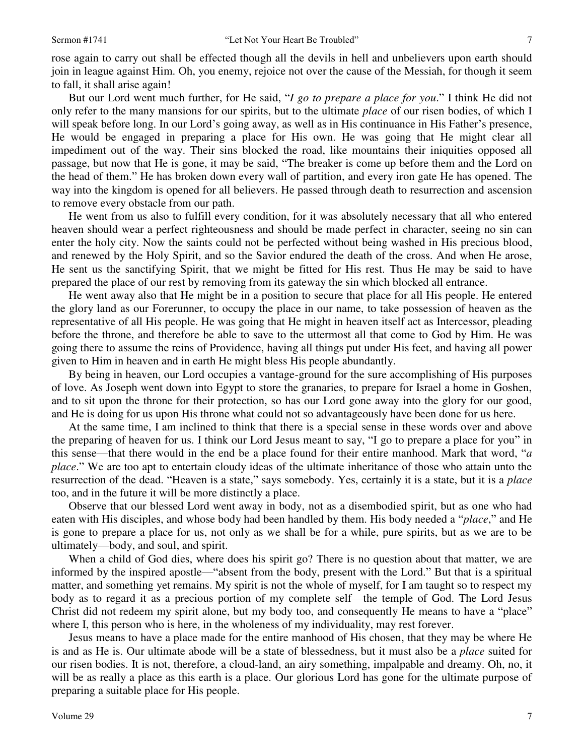rose again to carry out shall be effected though all the devils in hell and unbelievers upon earth should join in league against Him. Oh, you enemy, rejoice not over the cause of the Messiah, for though it seem to fall, it shall arise again!

But our Lord went much further, for He said, "*I go to prepare a place for you*." I think He did not only refer to the many mansions for our spirits, but to the ultimate *place* of our risen bodies, of which I will speak before long. In our Lord's going away, as well as in His continuance in His Father's presence, He would be engaged in preparing a place for His own. He was going that He might clear all impediment out of the way. Their sins blocked the road, like mountains their iniquities opposed all passage, but now that He is gone, it may be said, "The breaker is come up before them and the Lord on the head of them." He has broken down every wall of partition, and every iron gate He has opened. The way into the kingdom is opened for all believers. He passed through death to resurrection and ascension to remove every obstacle from our path.

He went from us also to fulfill every condition, for it was absolutely necessary that all who entered heaven should wear a perfect righteousness and should be made perfect in character, seeing no sin can enter the holy city. Now the saints could not be perfected without being washed in His precious blood, and renewed by the Holy Spirit, and so the Savior endured the death of the cross. And when He arose, He sent us the sanctifying Spirit, that we might be fitted for His rest. Thus He may be said to have prepared the place of our rest by removing from its gateway the sin which blocked all entrance.

He went away also that He might be in a position to secure that place for all His people. He entered the glory land as our Forerunner, to occupy the place in our name, to take possession of heaven as the representative of all His people. He was going that He might in heaven itself act as Intercessor, pleading before the throne, and therefore be able to save to the uttermost all that come to God by Him. He was going there to assume the reins of Providence, having all things put under His feet, and having all power given to Him in heaven and in earth He might bless His people abundantly.

By being in heaven, our Lord occupies a vantage-ground for the sure accomplishing of His purposes of love. As Joseph went down into Egypt to store the granaries, to prepare for Israel a home in Goshen, and to sit upon the throne for their protection, so has our Lord gone away into the glory for our good, and He is doing for us upon His throne what could not so advantageously have been done for us here.

At the same time, I am inclined to think that there is a special sense in these words over and above the preparing of heaven for us. I think our Lord Jesus meant to say, "I go to prepare a place for you" in this sense—that there would in the end be a place found for their entire manhood. Mark that word, "*a place*." We are too apt to entertain cloudy ideas of the ultimate inheritance of those who attain unto the resurrection of the dead. "Heaven is a state," says somebody. Yes, certainly it is a state, but it is a *place* too, and in the future it will be more distinctly a place.

Observe that our blessed Lord went away in body, not as a disembodied spirit, but as one who had eaten with His disciples, and whose body had been handled by them. His body needed a "*place*," and He is gone to prepare a place for us, not only as we shall be for a while, pure spirits, but as we are to be ultimately—body, and soul, and spirit.

When a child of God dies, where does his spirit go? There is no question about that matter, we are informed by the inspired apostle—"absent from the body, present with the Lord." But that is a spiritual matter, and something yet remains. My spirit is not the whole of myself, for I am taught so to respect my body as to regard it as a precious portion of my complete self—the temple of God. The Lord Jesus Christ did not redeem my spirit alone, but my body too, and consequently He means to have a "place" where I, this person who is here, in the wholeness of my individuality, may rest forever.

Jesus means to have a place made for the entire manhood of His chosen, that they may be where He is and as He is. Our ultimate abode will be a state of blessedness, but it must also be a *place* suited for our risen bodies. It is not, therefore, a cloud-land, an airy something, impalpable and dreamy. Oh, no, it will be as really a place as this earth is a place. Our glorious Lord has gone for the ultimate purpose of preparing a suitable place for His people.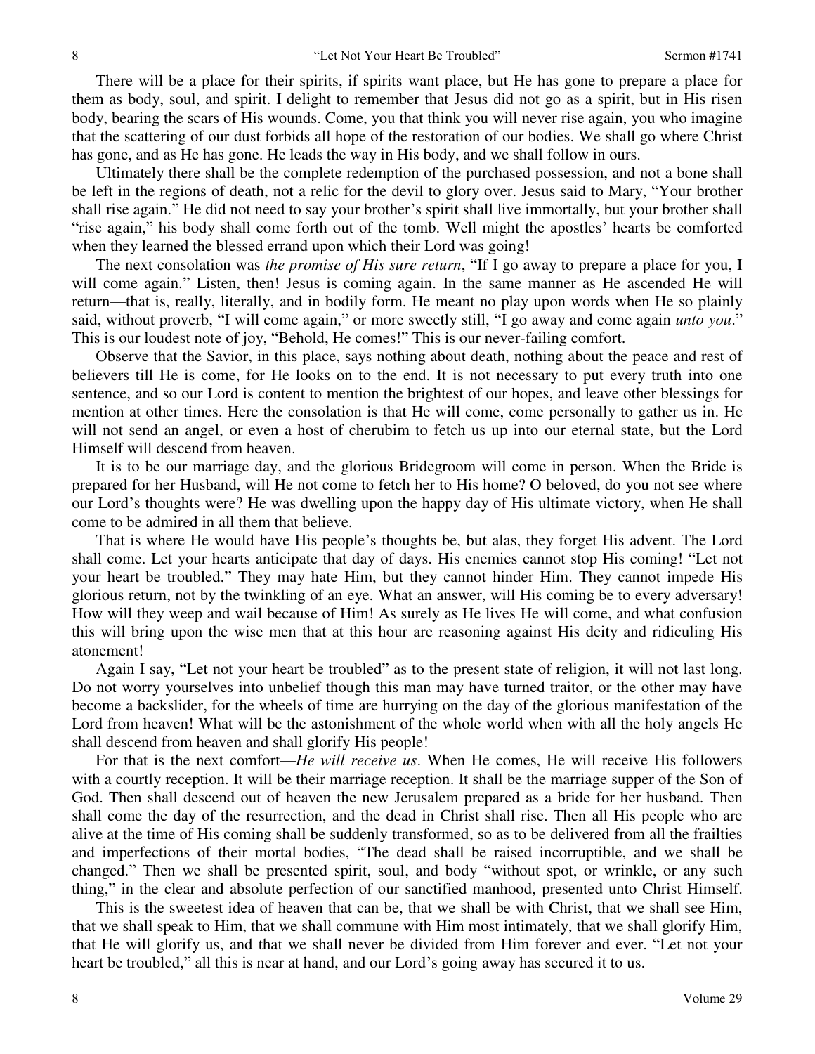There will be a place for their spirits, if spirits want place, but He has gone to prepare a place for them as body, soul, and spirit. I delight to remember that Jesus did not go as a spirit, but in His risen body, bearing the scars of His wounds. Come, you that think you will never rise again, you who imagine that the scattering of our dust forbids all hope of the restoration of our bodies. We shall go where Christ has gone, and as He has gone. He leads the way in His body, and we shall follow in ours.

Ultimately there shall be the complete redemption of the purchased possession, and not a bone shall be left in the regions of death, not a relic for the devil to glory over. Jesus said to Mary, "Your brother shall rise again." He did not need to say your brother's spirit shall live immortally, but your brother shall "rise again," his body shall come forth out of the tomb. Well might the apostles' hearts be comforted when they learned the blessed errand upon which their Lord was going!

The next consolation was *the promise of His sure return*, "If I go away to prepare a place for you, I will come again." Listen, then! Jesus is coming again. In the same manner as He ascended He will return—that is, really, literally, and in bodily form. He meant no play upon words when He so plainly said, without proverb, "I will come again," or more sweetly still, "I go away and come again *unto you*." This is our loudest note of joy, "Behold, He comes!" This is our never-failing comfort.

Observe that the Savior, in this place, says nothing about death, nothing about the peace and rest of believers till He is come, for He looks on to the end. It is not necessary to put every truth into one sentence, and so our Lord is content to mention the brightest of our hopes, and leave other blessings for mention at other times. Here the consolation is that He will come, come personally to gather us in. He will not send an angel, or even a host of cherubim to fetch us up into our eternal state, but the Lord Himself will descend from heaven.

It is to be our marriage day, and the glorious Bridegroom will come in person. When the Bride is prepared for her Husband, will He not come to fetch her to His home? O beloved, do you not see where our Lord's thoughts were? He was dwelling upon the happy day of His ultimate victory, when He shall come to be admired in all them that believe.

That is where He would have His people's thoughts be, but alas, they forget His advent. The Lord shall come. Let your hearts anticipate that day of days. His enemies cannot stop His coming! "Let not your heart be troubled." They may hate Him, but they cannot hinder Him. They cannot impede His glorious return, not by the twinkling of an eye. What an answer, will His coming be to every adversary! How will they weep and wail because of Him! As surely as He lives He will come, and what confusion this will bring upon the wise men that at this hour are reasoning against His deity and ridiculing His atonement!

Again I say, "Let not your heart be troubled" as to the present state of religion, it will not last long. Do not worry yourselves into unbelief though this man may have turned traitor, or the other may have become a backslider, for the wheels of time are hurrying on the day of the glorious manifestation of the Lord from heaven! What will be the astonishment of the whole world when with all the holy angels He shall descend from heaven and shall glorify His people!

For that is the next comfort—*He will receive us*. When He comes, He will receive His followers with a courtly reception. It will be their marriage reception. It shall be the marriage supper of the Son of God. Then shall descend out of heaven the new Jerusalem prepared as a bride for her husband. Then shall come the day of the resurrection, and the dead in Christ shall rise. Then all His people who are alive at the time of His coming shall be suddenly transformed, so as to be delivered from all the frailties and imperfections of their mortal bodies, "The dead shall be raised incorruptible, and we shall be changed." Then we shall be presented spirit, soul, and body "without spot, or wrinkle, or any such thing," in the clear and absolute perfection of our sanctified manhood, presented unto Christ Himself.

This is the sweetest idea of heaven that can be, that we shall be with Christ, that we shall see Him, that we shall speak to Him, that we shall commune with Him most intimately, that we shall glorify Him, that He will glorify us, and that we shall never be divided from Him forever and ever. "Let not your heart be troubled," all this is near at hand, and our Lord's going away has secured it to us.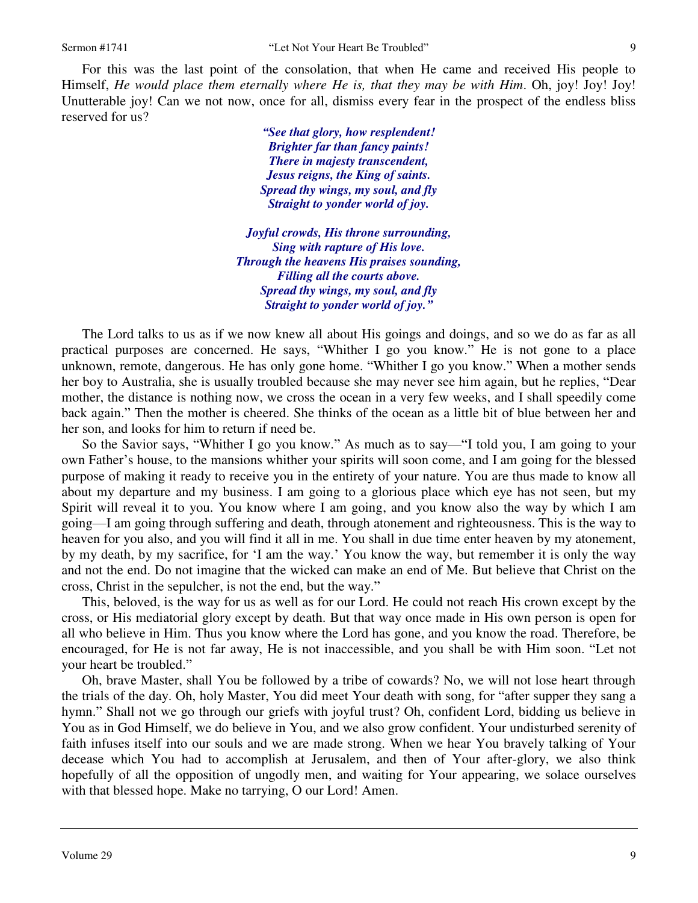For this was the last point of the consolation, that when He came and received His people to Himself, *He would place them eternally where He is, that they may be with Him*. Oh, joy! Joy! Joy! Unutterable joy! Can we not now, once for all, dismiss every fear in the prospect of the endless bliss reserved for us?

> ***"See that glory, how resplendent!***
> ***Brighter far than fancy paints!***
> ***There in majesty transcendent,***
> ***Jesus reigns, the King of saints.***
> ***Spread thy wings, my soul, and fly***
> ***Straight to yonder world of joy.***
>
> ***Joyful crowds, His throne surrounding,***
> ***Sing with rapture of His love.***
> ***Through the heavens His praises sounding,***
> ***Filling all the courts above.***
> ***Spread thy wings, my soul, and fly***
> ***Straight to yonder world of joy."***

The Lord talks to us as if we now knew all about His goings and doings, and so we do as far as all practical purposes are concerned. He says, "Whither I go you know." He is not gone to a place unknown, remote, dangerous. He has only gone home. "Whither I go you know." When a mother sends her boy to Australia, she is usually troubled because she may never see him again, but he replies, "Dear mother, the distance is nothing now, we cross the ocean in a very few weeks, and I shall speedily come back again." Then the mother is cheered. She thinks of the ocean as a little bit of blue between her and her son, and looks for him to return if need be.

So the Savior says, "Whither I go you know." As much as to say—"I told you, I am going to your own Father's house, to the mansions whither your spirits will soon come, and I am going for the blessed purpose of making it ready to receive you in the entirety of your nature. You are thus made to know all about my departure and my business. I am going to a glorious place which eye has not seen, but my Spirit will reveal it to you. You know where I am going, and you know also the way by which I am going—I am going through suffering and death, through atonement and righteousness. This is the way to heaven for you also, and you will find it all in me. You shall in due time enter heaven by my atonement, by my death, by my sacrifice, for 'I am the way.' You know the way, but remember it is only the way and not the end. Do not imagine that the wicked can make an end of Me. But believe that Christ on the cross, Christ in the sepulcher, is not the end, but the way."

This, beloved, is the way for us as well as for our Lord. He could not reach His crown except by the cross, or His mediatorial glory except by death. But that way once made in His own person is open for all who believe in Him. Thus you know where the Lord has gone, and you know the road. Therefore, be encouraged, for He is not far away, He is not inaccessible, and you shall be with Him soon. "Let not your heart be troubled."

Oh, brave Master, shall You be followed by a tribe of cowards? No, we will not lose heart through the trials of the day. Oh, holy Master, You did meet Your death with song, for "after supper they sang a hymn." Shall not we go through our griefs with joyful trust? Oh, confident Lord, bidding us believe in You as in God Himself, we do believe in You, and we also grow confident. Your undisturbed serenity of faith infuses itself into our souls and we are made strong. When we hear You bravely talking of Your decease which You had to accomplish at Jerusalem, and then of Your after-glory, we also think hopefully of all the opposition of ungodly men, and waiting for Your appearing, we solace ourselves with that blessed hope. Make no tarrying, O our Lord! Amen.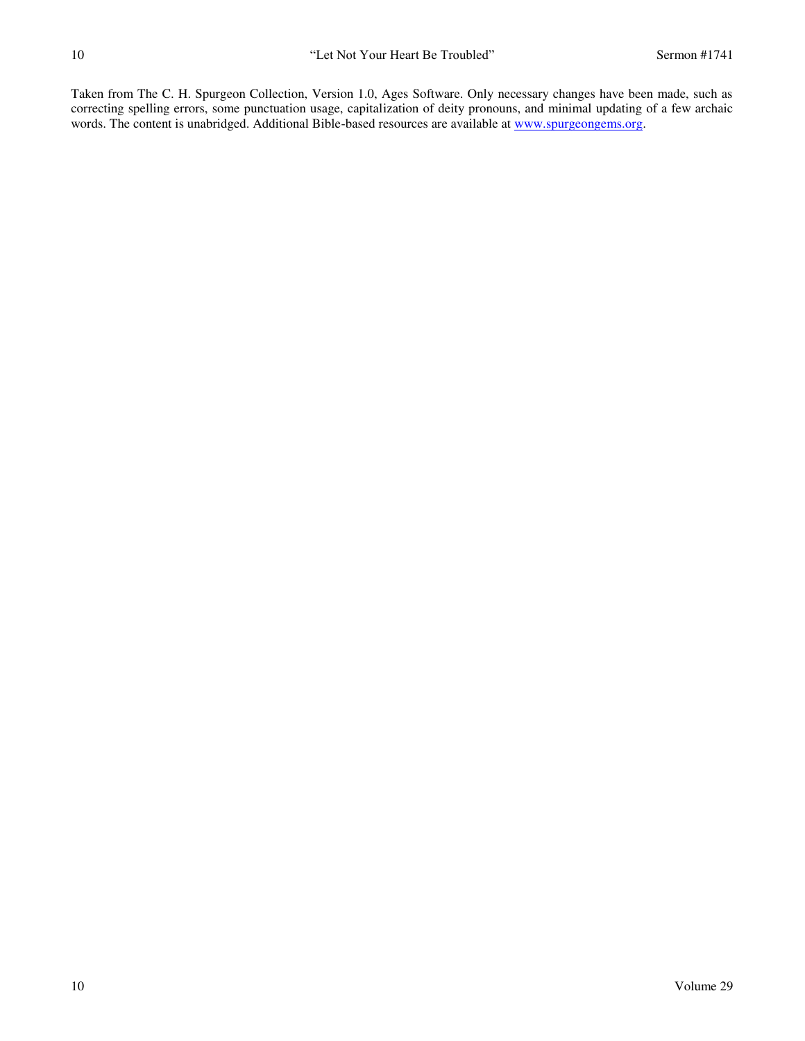Taken from The C. H. Spurgeon Collection, Version 1.0, Ages Software. Only necessary changes have been made, such as correcting spelling errors, some punctuation usage, capitalization of deity pronouns, and minimal updating of a few archaic words. The content is unabridged. Additional Bible-based resources are available at [www.spurgeongems.org](http://www.spurgeongems.org).